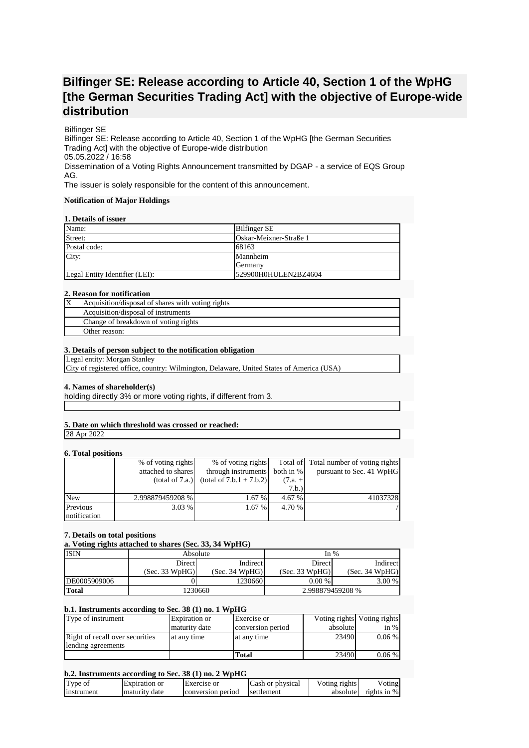# Bilfinger SE: Release according to Article 40, Section 1 of the WpHG [the German Securities Trading Act] with the objective of Europe-wide distribution

Bilfinger SE
Bilfinger SE: Release according to Article 40, Section 1 of the WpHG [the German Securities Trading Act] with the objective of Europe-wide distribution
05.05.2022 / 16:58
Dissemination of a Voting Rights Announcement transmitted by DGAP - a service of EQS Group AG.
The issuer is solely responsible for the content of this announcement.

**Notification of Major Holdings**

**1. Details of issuer**

| | |
|---|---|
| Name: | Bilfinger SE |
| Street: | Oskar-Meixner-Straße 1 |
| Postal code: | 68163 |
| City: | Mannheim<br>Germany |
| Legal Entity Identifier (LEI): | 529900H0HULEN2BZ4604 |

**2. Reason for notification**

| | |
|---|---|
| X | Acquisition/disposal of shares with voting rights |
| | Acquisition/disposal of instruments |
| | Change of breakdown of voting rights |
| | Other reason: |

**3. Details of person subject to the notification obligation**

Legal entity: Morgan Stanley
City of registered office, country: Wilmington, Delaware, United States of America (USA)

**4. Names of shareholder(s)**

holding directly 3% or more voting rights, if different from 3.

**5. Date on which threshold was crossed or reached:**

28 Apr 2022

**6. Total positions**

| | % of voting rights attached to shares (total of 7.a.) | % of voting rights through instruments (total of 7.b.1 + 7.b.2) | Total of both in % (7.a. + 7.b.) | Total number of voting rights pursuant to Sec. 41 WpHG |
|---|---|---|---|---|
| New | 2.998879459208 % | 1.67 % | 4.67 % | 41037328 |
| Previous notification | 3.03 % | 1.67 % | 4.70 % | / |

**7. Details on total positions**

**a. Voting rights attached to shares (Sec. 33, 34 WpHG)**

| ISIN | Absolute | | In % | |
|---|---|---|---|---|
| | Direct (Sec. 33 WpHG) | Indirect (Sec. 34 WpHG) | Direct (Sec. 33 WpHG) | Indirect (Sec. 34 WpHG) |
| DE0005909006 | 0 | 1230660 | 0.00 % | 3.00 % |
| **Total** | 1230660 | | 2.998879459208 % | |

**b.1. Instruments according to Sec. 38 (1) no. 1 WpHG**

| Type of instrument | Expiration or maturity date | Exercise or conversion period | Voting rights absolute | Voting rights in % |
|---|---|---|---|---|
| Right of recall over securities lending agreements | at any time | at any time | 23490 | 0.06 % |
| | | **Total** | 23490 | 0.06 % |

**b.2. Instruments according to Sec. 38 (1) no. 2 WpHG**

| Type of instrument | Expiration or maturity date | Exercise or conversion period | Cash or physical settlement | Voting rights absolute | Voting rights in % |
|---|---|---|---|---|---|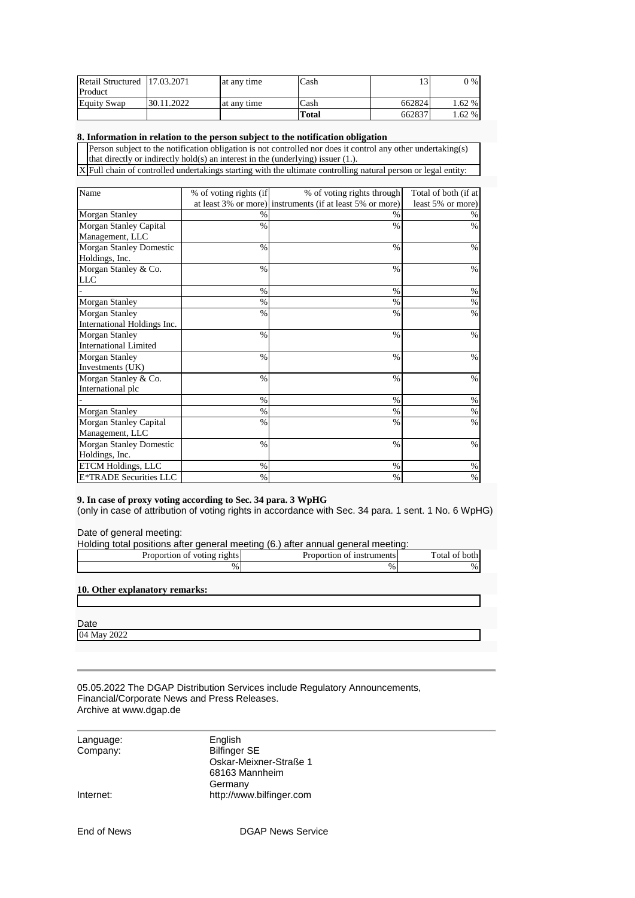| | | | | | |
|---|---|---|---|---|---|
| Retail Structured Product | 17.03.2071 | at any time | Cash | 13 | 0 % |
| Equity Swap | 30.11.2022 | at any time | Cash | 662824 | 1.62 % |
| | | | **Total** | 662837 | 1.62 % |

**8. Information in relation to the person subject to the notification obligation**

| | |
|---|---|
| | Person subject to the notification obligation is not controlled nor does it control any other undertaking(s) that directly or indirectly hold(s) an interest in the (underlying) issuer (1.). |
| X | Full chain of controlled undertakings starting with the ultimate controlling natural person or legal entity: |

| Name | % of voting rights (if at least 3% or more) | % of voting rights through instruments (if at least 5% or more) | Total of both (if at least 5% or more) |
|---|---|---|---|
| Morgan Stanley | % | % | % |
| Morgan Stanley Capital Management, LLC | % | % | % |
| Morgan Stanley Domestic Holdings, Inc. | % | % | % |
| Morgan Stanley & Co. LLC | % | % | % |
| - | % | % | % |
| Morgan Stanley | % | % | % |
| Morgan Stanley International Holdings Inc. | % | % | % |
| Morgan Stanley International Limited | % | % | % |
| Morgan Stanley Investments (UK) | % | % | % |
| Morgan Stanley & Co. International plc | % | % | % |
| - | % | % | % |
| Morgan Stanley | % | % | % |
| Morgan Stanley Capital Management, LLC | % | % | % |
| Morgan Stanley Domestic Holdings, Inc. | % | % | % |
| ETCM Holdings, LLC | % | % | % |
| E*TRADE Securities LLC | % | % | % |

**9. In case of proxy voting according to Sec. 34 para. 3 WpHG**
(only in case of attribution of voting rights in accordance with Sec. 34 para. 1 sent. 1 No. 6 WpHG)

Date of general meeting:

Holding total positions after general meeting (6.) after annual general meeting:

| Proportion of voting rights | Proportion of instruments | Total of both |
|---|---|---|
| % | % | % |

**10. Other explanatory remarks:**

Date

04 May 2022

05.05.2022 The DGAP Distribution Services include Regulatory Announcements, Financial/Corporate News and Press Releases.
Archive at www.dgap.de

| | |
|---|---|
| Language: | English |
| Company: | Bilfinger SE<br>Oskar-Meixner-Straße 1<br>68163 Mannheim<br>Germany |
| Internet: | http://www.bilfinger.com |

End of News DGAP News Service